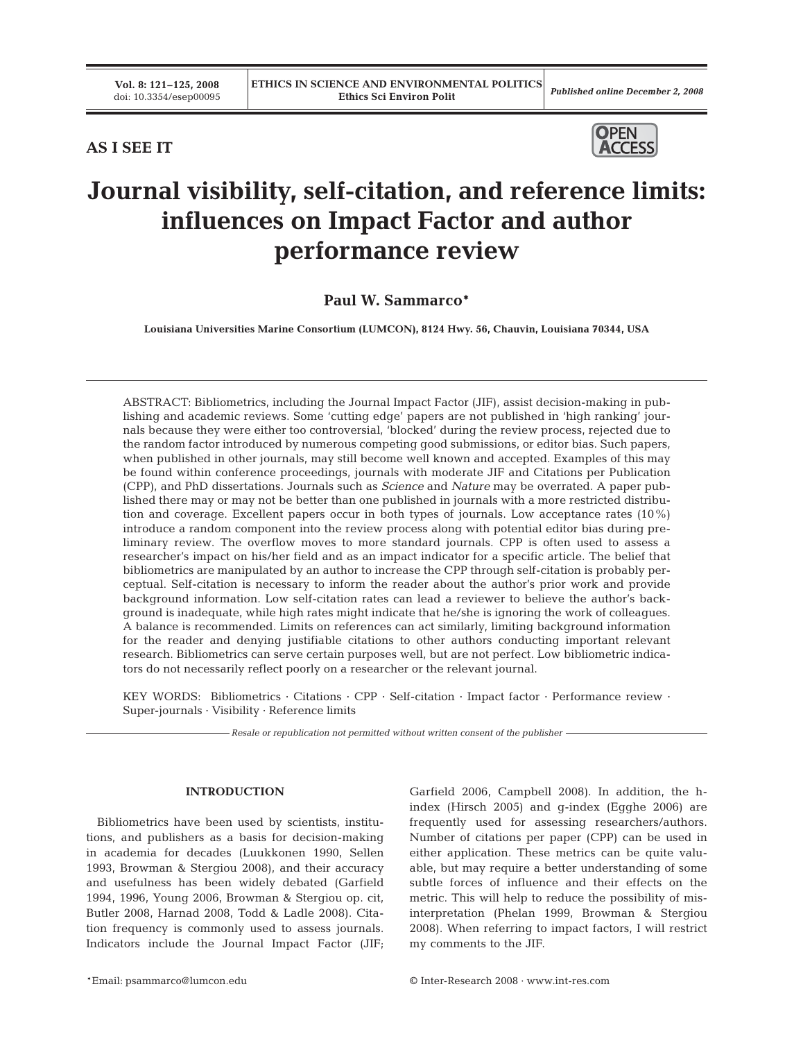**AS I SEE IT**

# Journal visibility, self-citation, and reference limits: influences on Impact Factor and author performance review

**Paul W. Sammarco***

**Louisiana Universities Marine Consortium (LUMCON), 8124 Hwy. 56, Chauvin, Louisiana 70344, USA**

ABSTRACT: Bibliometrics, including the Journal Impact Factor (JIF), assist decision-making in publishing and academic reviews. Some 'cutting edge' papers are not published in 'high ranking' journals because they were either too controversial, 'blocked' during the review process, rejected due to the random factor introduced by numerous competing good submissions, or editor bias. Such papers, when published in other journals, may still become well known and accepted. Examples of this may be found within conference proceedings, journals with moderate JIF and Citations per Publication (CPP), and PhD dissertations. Journals such as *Science* and *Nature* may be overrated. A paper published there may or may not be better than one published in journals with a more restricted distribution and coverage. Excellent papers occur in both types of journals. Low acceptance rates (10%) introduce a random component into the review process along with potential editor bias during preliminary review. The overflow moves to more standard journals. CPP is often used to assess a researcher's impact on his/her field and as an impact indicator for a specific article. The belief that bibliometrics are manipulated by an author to increase the CPP through self-citation is probably perceptual. Self-citation is necessary to inform the reader about the author's prior work and provide background information. Low self-citation rates can lead a reviewer to believe the author's background is inadequate, while high rates might indicate that he/she is ignoring the work of colleagues. A balance is recommended. Limits on references can act similarly, limiting background information for the reader and denying justifiable citations to other authors conducting important relevant research. Bibliometrics can serve certain purposes well, but are not perfect. Low bibliometric indicators do not necessarily reflect poorly on a researcher or the relevant journal.

KEY WORDS: Bibliometrics · Citations · CPP · Self-citation · Impact factor · Performance review · Super-journals · Visibility · Reference limits

*Resale or republication not permitted without written consent of the publisher*

## INTRODUCTION

Bibliometrics have been used by scientists, institutions, and publishers as a basis for decision-making in academia for decades (Luukkonen 1990, Sellen 1993, Browman & Stergiou 2008), and their accuracy and usefulness has been widely debated (Garfield 1994, 1996, Young 2006, Browman & Stergiou op. cit, Butler 2008, Harnad 2008, Todd & Ladle 2008). Citation frequency is commonly used to assess journals. Indicators include the Journal Impact Factor (JIF; Garfield 2006, Campbell 2008). In addition, the h-index (Hirsch 2005) and g-index (Egghe 2006) are frequently used for assessing researchers/authors. Number of citations per paper (CPP) can be used in either application. These metrics can be quite valuable, but may require a better understanding of some subtle forces of influence and their effects on the metric. This will help to reduce the possibility of misinterpretation (Phelan 1999, Browman & Stergiou 2008). When referring to impact factors, I will restrict my comments to the JIF.

*Email: psammarco@lumcon.edu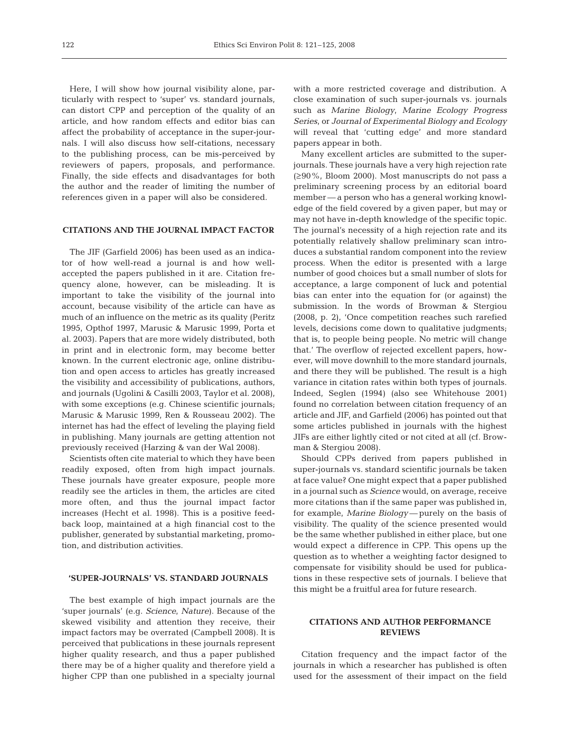Here, I will show how journal visibility alone, particularly with respect to 'super' vs. standard journals, can distort CPP and perception of the quality of an article, and how random effects and editor bias can affect the probability of acceptance in the super-journals. I will also discuss how self-citations, necessary to the publishing process, can be mis-perceived by reviewers of papers, proposals, and performance. Finally, the side effects and disadvantages for both the author and the reader of limiting the number of references given in a paper will also be considered.

## CITATIONS AND THE JOURNAL IMPACT FACTOR

The JIF (Garfield 2006) has been used as an indicator of how well-read a journal is and how well-accepted the papers published in it are. Citation frequency alone, however, can be misleading. It is important to take the visibility of the journal into account, because visibility of the article can have as much of an influence on the metric as its quality (Peritz 1995, Opthof 1997, Marusic & Marusic 1999, Porta et al. 2003). Papers that are more widely distributed, both in print and in electronic form, may become better known. In the current electronic age, online distribution and open access to articles has greatly increased the visibility and accessibility of publications, authors, and journals (Ugolini & Casilli 2003, Taylor et al. 2008), with some exceptions (e.g. Chinese scientific journals; Marusic & Marusic 1999, Ren & Rousseau 2002). The internet has had the effect of leveling the playing field in publishing. Many journals are getting attention not previously received (Harzing & van der Wal 2008).

Scientists often cite material to which they have been readily exposed, often from high impact journals. These journals have greater exposure, people more readily see the articles in them, the articles are cited more often, and thus the journal impact factor increases (Hecht et al. 1998). This is a positive feedback loop, maintained at a high financial cost to the publisher, generated by substantial marketing, promotion, and distribution activities.

## 'SUPER-JOURNALS' VS. STANDARD JOURNALS

The best example of high impact journals are the 'super journals' (e.g. *Science*, *Nature*). Because of the skewed visibility and attention they receive, their impact factors may be overrated (Campbell 2008). It is perceived that publications in these journals represent higher quality research, and thus a paper published there may be of a higher quality and therefore yield a higher CPP than one published in a specialty journal with a more restricted coverage and distribution. A close examination of such super-journals vs. journals such as *Marine Biology*, *Marine Ecology Progress Series*, or *Journal of Experimental Biology and Ecology* will reveal that 'cutting edge' and more standard papers appear in both.

Many excellent articles are submitted to the super-journals. These journals have a very high rejection rate (≥90%, Bloom 2000). Most manuscripts do not pass a preliminary screening process by an editorial board member — a person who has a general working knowledge of the field covered by a given paper, but may or may not have in-depth knowledge of the specific topic. The journal's necessity of a high rejection rate and its potentially relatively shallow preliminary scan introduces a substantial random component into the review process. When the editor is presented with a large number of good choices but a small number of slots for acceptance, a large component of luck and potential bias can enter into the equation for (or against) the submission. In the words of Browman & Stergiou (2008, p. 2), 'Once competition reaches such rarefied levels, decisions come down to qualitative judgments; that is, to people being people. No metric will change that.' The overflow of rejected excellent papers, however, will move downhill to the more standard journals, and there they will be published. The result is a high variance in citation rates within both types of journals. Indeed, Seglen (1994) (also see Whitehouse 2001) found no correlation between citation frequency of an article and JIF, and Garfield (2006) has pointed out that some articles published in journals with the highest JIFs are either lightly cited or not cited at all (cf. Browman & Stergiou 2008).

Should CPPs derived from papers published in super-journals vs. standard scientific journals be taken at face value? One might expect that a paper published in a journal such as *Science* would, on average, receive more citations than if the same paper was published in, for example, *Marine Biology* — purely on the basis of visibility. The quality of the science presented would be the same whether published in either place, but one would expect a difference in CPP. This opens up the question as to whether a weighting factor designed to compensate for visibility should be used for publications in these respective sets of journals. I believe that this might be a fruitful area for future research.

## CITATIONS AND AUTHOR PERFORMANCE REVIEWS

Citation frequency and the impact factor of the journals in which a researcher has published is often used for the assessment of their impact on the field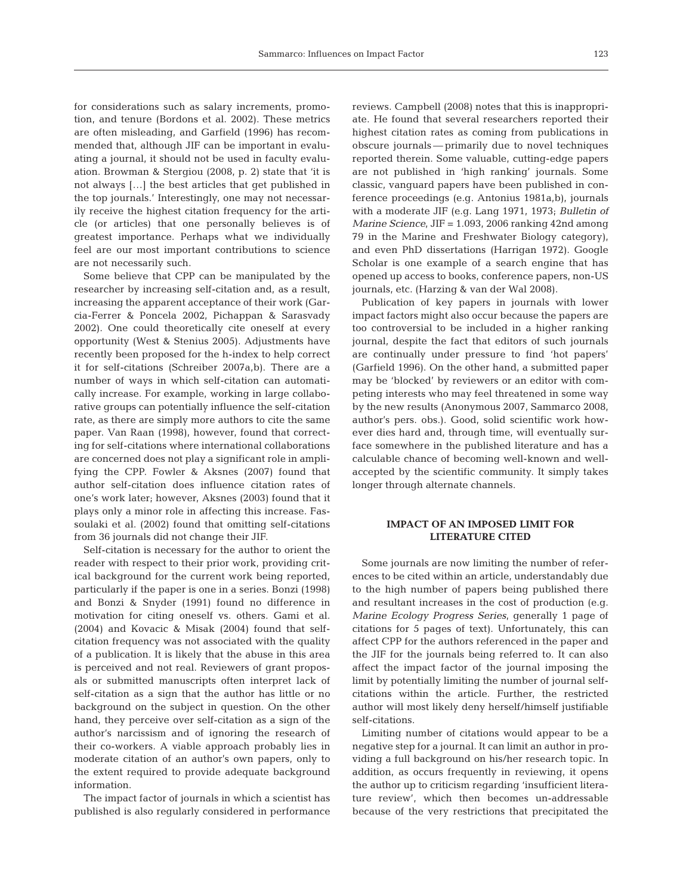for considerations such as salary increments, promotion, and tenure (Bordons et al. 2002). These metrics are often misleading, and Garfield (1996) has recommended that, although JIF can be important in evaluating a journal, it should not be used in faculty evaluation. Browman & Stergiou (2008, p. 2) state that 'it is not always […] the best articles that get published in the top journals.' Interestingly, one may not necessarily receive the highest citation frequency for the article (or articles) that one personally believes is of greatest importance. Perhaps what we individually feel are our most important contributions to science are not necessarily such.

Some believe that CPP can be manipulated by the researcher by increasing self-citation and, as a result, increasing the apparent acceptance of their work (Garcia-Ferrer & Poncela 2002, Pichappan & Sarasvady 2002). One could theoretically cite oneself at every opportunity (West & Stenius 2005). Adjustments have recently been proposed for the h-index to help correct it for self-citations (Schreiber 2007a,b). There are a number of ways in which self-citation can automatically increase. For example, working in large collaborative groups can potentially influence the self-citation rate, as there are simply more authors to cite the same paper. Van Raan (1998), however, found that correcting for self-citations where international collaborations are concerned does not play a significant role in amplifying the CPP. Fowler & Aksnes (2007) found that author self-citation does influence citation rates of one's work later; however, Aksnes (2003) found that it plays only a minor role in affecting this increase. Fassoulaki et al. (2002) found that omitting self-citations from 36 journals did not change their JIF.

Self-citation is necessary for the author to orient the reader with respect to their prior work, providing critical background for the current work being reported, particularly if the paper is one in a series. Bonzi (1998) and Bonzi & Snyder (1991) found no difference in motivation for citing oneself vs. others. Gami et al. (2004) and Kovacic & Misak (2004) found that self-citation frequency was not associated with the quality of a publication. It is likely that the abuse in this area is perceived and not real. Reviewers of grant proposals or submitted manuscripts often interpret lack of self-citation as a sign that the author has little or no background on the subject in question. On the other hand, they perceive over self-citation as a sign of the author's narcissism and of ignoring the research of their co-workers. A viable approach probably lies in moderate citation of an author's own papers, only to the extent required to provide adequate background information.

The impact factor of journals in which a scientist has published is also regularly considered in performance reviews. Campbell (2008) notes that this is inappropriate. He found that several researchers reported their highest citation rates as coming from publications in obscure journals — primarily due to novel techniques reported therein. Some valuable, cutting-edge papers are not published in 'high ranking' journals. Some classic, vanguard papers have been published in conference proceedings (e.g. Antonius 1981a,b), journals with a moderate JIF (e.g. Lang 1971, 1973; *Bulletin of Marine Science*, JIF = 1.093, 2006 ranking 42nd among 79 in the Marine and Freshwater Biology category), and even PhD dissertations (Harrigan 1972). Google Scholar is one example of a search engine that has opened up access to books, conference papers, non-US journals, etc. (Harzing & van der Wal 2008).

Publication of key papers in journals with lower impact factors might also occur because the papers are too controversial to be included in a higher ranking journal, despite the fact that editors of such journals are continually under pressure to find 'hot papers' (Garfield 1996). On the other hand, a submitted paper may be 'blocked' by reviewers or an editor with competing interests who may feel threatened in some way by the new results (Anonymous 2007, Sammarco 2008, author's pers. obs.). Good, solid scientific work however dies hard and, through time, will eventually surface somewhere in the published literature and has a calculable chance of becoming well-known and well-accepted by the scientific community. It simply takes longer through alternate channels.

## IMPACT OF AN IMPOSED LIMIT FOR LITERATURE CITED

Some journals are now limiting the number of references to be cited within an article, understandably due to the high number of papers being published there and resultant increases in the cost of production (e.g. *Marine Ecology Progress Series*, generally 1 page of citations for 5 pages of text). Unfortunately, this can affect CPP for the authors referenced in the paper and the JIF for the journals being referred to. It can also affect the impact factor of the journal imposing the limit by potentially limiting the number of journal self-citations within the article. Further, the restricted author will most likely deny herself/himself justifiable self-citations.

Limiting number of citations would appear to be a negative step for a journal. It can limit an author in providing a full background on his/her research topic. In addition, as occurs frequently in reviewing, it opens the author up to criticism regarding 'insufficient literature review', which then becomes un-addressable because of the very restrictions that precipitated the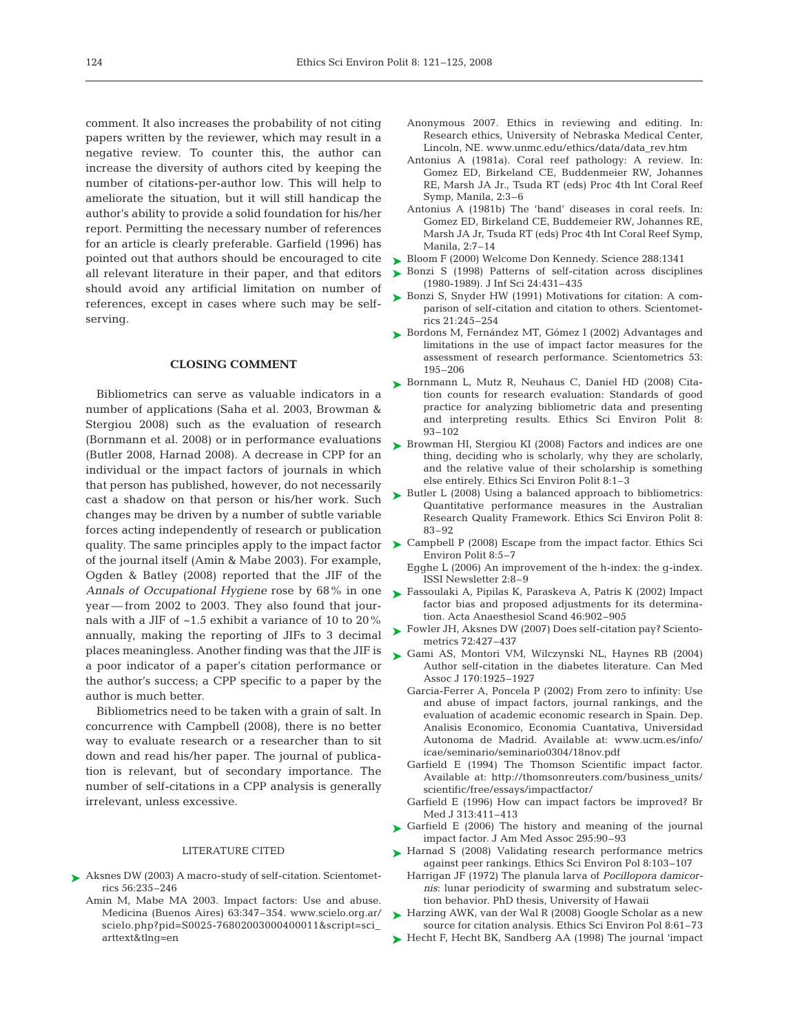comment. It also increases the probability of not citing papers written by the reviewer, which may result in a negative review. To counter this, the author can increase the diversity of authors cited by keeping the number of citations-per-author low. This will help to ameliorate the situation, but it will still handicap the author's ability to provide a solid foundation for his/her report. Permitting the necessary number of references for an article is clearly preferable. Garfield (1996) has pointed out that authors should be encouraged to cite all relevant literature in their paper, and that editors should avoid any artificial limitation on number of references, except in cases where such may be self-serving.

## CLOSING COMMENT

Bibliometrics can serve as valuable indicators in a number of applications (Saha et al. 2003, Browman & Stergiou 2008) such as the evaluation of research (Bornmann et al. 2008) or in performance evaluations (Butler 2008, Harnad 2008). A decrease in CPP for an individual or the impact factors of journals in which that person has published, however, do not necessarily cast a shadow on that person or his/her work. Such changes may be driven by a number of subtle variable forces acting independently of research or publication quality. The same principles apply to the impact factor of the journal itself (Amin & Mabe 2003). For example, Ogden & Batley (2008) reported that the JIF of the *Annals of Occupational Hygiene* rose by 68% in one year — from 2002 to 2003. They also found that journals with a JIF of ~1.5 exhibit a variance of 10 to 20% annually, making the reporting of JIFs to 3 decimal places meaningless. Another finding was that the JIF is a poor indicator of a paper's citation performance or the author's success; a CPP specific to a paper by the author is much better.

Bibliometrics need to be taken with a grain of salt. In concurrence with Campbell (2008), there is no better way to evaluate research or a researcher than to sit down and read his/her paper. The journal of publication is relevant, but of secondary importance. The number of self-citations in a CPP analysis is generally irrelevant, unless excessive.

## LITERATURE CITED

- Aksnes DW (2003) A macro-study of self-citation. Scientometrics 56:235–246
- Amin M, Mabe MA 2003. Impact factors: Use and abuse. Medicina (Buenos Aires) 63:347–354. www.scielo.org.ar/scielo.php?pid=S0025-76802003000400011&script=sci_arttext&tlng=en
- Anonymous 2007. Ethics in reviewing and editing. In: Research ethics, University of Nebraska Medical Center, Lincoln, NE. www.unmc.edu/ethics/data/data_rev.htm
- Antonius A (1981a). Coral reef pathology: A review. In: Gomez ED, Birkeland CE, Buddenmeier RW, Johannes RE, Marsh JA Jr., Tsuda RT (eds) Proc 4th Int Coral Reef Symp, Manila, 2:3–6
- Antonius A (1981b) The 'band' diseases in coral reefs. In: Gomez ED, Birkeland CE, Buddemeier RW, Johannes RE, Marsh JA Jr, Tsuda RT (eds) Proc 4th Int Coral Reef Symp, Manila, 2:7–14
- Bloom F (2000) Welcome Don Kennedy. Science 288:1341
- Bonzi S (1998) Patterns of self-citation across disciplines (1980-1989). J Inf Sci 24:431–435
- Bonzi S, Snyder HW (1991) Motivations for citation: A comparison of self-citation and citation to others. Scientometrics 21:245–254
- Bordons M, Fernández MT, Gómez I (2002) Advantages and limitations in the use of impact factor measures for the assessment of research performance. Scientometrics 53: 195–206
- Bornmann L, Mutz R, Neuhaus C, Daniel HD (2008) Citation counts for research evaluation: Standards of good practice for analyzing bibliometric data and presenting and interpreting results. Ethics Sci Environ Polit 8: 93–102
- Browman HI, Stergiou KI (2008) Factors and indices are one thing, deciding who is scholarly, why they are scholarly, and the relative value of their scholarship is something else entirely. Ethics Sci Environ Polit 8:1–3
- Butler L (2008) Using a balanced approach to bibliometrics: Quantitative performance measures in the Australian Research Quality Framework. Ethics Sci Environ Polit 8: 83–92
- Campbell P (2008) Escape from the impact factor. Ethics Sci Environ Polit 8:5–7
- Egghe L (2006) An improvement of the h-index: the g-index. ISSI Newsletter 2:8–9
- Fassoulaki A, Pipilas K, Paraskeva A, Patris K (2002) Impact factor bias and proposed adjustments for its determination. Acta Anaesthesiol Scand 46:902–905
- Fowler JH, Aksnes DW (2007) Does self-citation pay? Scientometrics 72:427–437
- Gami AS, Montori VM, Wilczynski NL, Haynes RB (2004) Author self-citation in the diabetes literature. Can Med Assoc J 170:1925–1927
- Garcia-Ferrer A, Poncela P (2002) From zero to infinity: Use and abuse of impact factors, journal rankings, and the evaluation of academic economic research in Spain. Dep. Analisis Economico, Economia Cuantativa, Universidad Autonoma de Madrid. Available at: www.ucm.es/info/icae/seminario/seminario0304/18nov.pdf
- Garfield E (1994) The Thomson Scientific impact factor. Available at: http://thomsonreuters.com/business_units/scientific/free/essays/impactfactor/
- Garfield E (1996) How can impact factors be improved? Br Med J 313:411–413
- Garfield E (2006) The history and meaning of the journal impact factor. J Am Med Assoc 295:90–93
- Harnad S (2008) Validating research performance metrics against peer rankings. Ethics Sci Environ Pol 8:103–107
- Harrigan JF (1972) The planula larva of *Pocillopora damicornis*: lunar periodicity of swarming and substratum selection behavior. PhD thesis, University of Hawaii
- Harzing AWK, van der Wal R (2008) Google Scholar as a new source for citation analysis. Ethics Sci Environ Pol 8:61–73
- Hecht F, Hecht BK, Sandberg AA (1998) The journal 'impact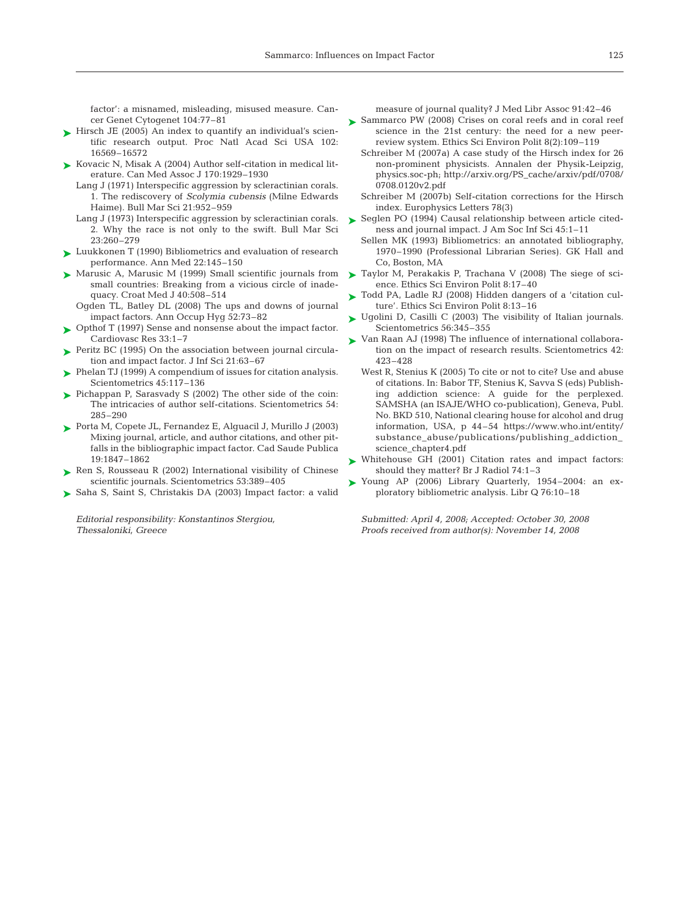factor': a misnamed, misleading, misused measure. Cancer Genet Cytogenet 104:77–81

Hirsch JE (2005) An index to quantify an individual's scientific research output. Proc Natl Acad Sci USA 102: 16569–16572

Kovacic N, Misak A (2004) Author self-citation in medical literature. Can Med Assoc J 170:1929–1930

Lang J (1971) Interspecific aggression by scleractinian corals. 1. The rediscovery of *Scolymia cubensis* (Milne Edwards Haime). Bull Mar Sci 21:952–959

Lang J (1973) Interspecific aggression by scleractinian corals. 2. Why the race is not only to the swift. Bull Mar Sci 23:260–279

Luukkonen T (1990) Bibliometrics and evaluation of research performance. Ann Med 22:145–150

Marusic A, Marusic M (1999) Small scientific journals from small countries: Breaking from a vicious circle of inadequacy. Croat Med J 40:508–514

Ogden TL, Batley DL (2008) The ups and downs of journal impact factors. Ann Occup Hyg 52:73–82

Opthof T (1997) Sense and nonsense about the impact factor. Cardiovasc Res 33:1–7

Peritz BC (1995) On the association between journal circulation and impact factor. J Inf Sci 21:63–67

Phelan TJ (1999) A compendium of issues for citation analysis. Scientometrics 45:117–136

Pichappan P, Sarasvady S (2002) The other side of the coin: The intricacies of author self-citations. Scientometrics 54: 285–290

Porta M, Copete JL, Fernandez E, Alguacil J, Murillo J (2003) Mixing journal, article, and author citations, and other pitfalls in the bibliographic impact factor. Cad Saude Publica 19:1847–1862

Ren S, Rousseau R (2002) International visibility of Chinese scientific journals. Scientometrics 53:389–405

Saha S, Saint S, Christakis DA (2003) Impact factor: a valid measure of journal quality? J Med Libr Assoc 91:42–46

Sammarco PW (2008) Crises on coral reefs and in coral reef science in the 21st century: the need for a new peer-review system. Ethics Sci Environ Polit 8(2):109–119

Schreiber M (2007a) A case study of the Hirsch index for 26 non-prominent physicists. Annalen der Physik-Leipzig, physics.soc-ph; http://arxiv.org/PS_cache/arxiv/pdf/0708/0708.0120v2.pdf

Schreiber M (2007b) Self-citation corrections for the Hirsch index. Europhysics Letters 78(3)

Seglen PO (1994) Causal relationship between article citedness and journal impact. J Am Soc Inf Sci 45:1–11

Sellen MK (1993) Bibliometrics: an annotated bibliography, 1970–1990 (Professional Librarian Series). GK Hall and Co, Boston, MA

Taylor M, Perakakis P, Trachana V (2008) The siege of science. Ethics Sci Environ Polit 8:17–40

Todd PA, Ladle RJ (2008) Hidden dangers of a 'citation culture'. Ethics Sci Environ Polit 8:13–16

Ugolini D, Casilli C (2003) The visibility of Italian journals. Scientometrics 56:345–355

Van Raan AJ (1998) The influence of international collaboration on the impact of research results. Scientometrics 42: 423–428

West R, Stenius K (2005) To cite or not to cite? Use and abuse of citations. In: Babor TF, Stenius K, Savva S (eds) Publishing addiction science: A guide for the perplexed. SAMSHA (an ISAJE/WHO co-publication), Geneva, Publ. No. BKD 510, National clearing house for alcohol and drug information, USA, p 44–54 https://www.who.int/entity/substance_abuse/publications/publishing_addiction_science_chapter4.pdf

Whitehouse GH (2001) Citation rates and impact factors: should they matter? Br J Radiol 74:1–3

Young AP (2006) Library Quarterly, 1954–2004: an exploratory bibliometric analysis. Libr Q 76:10–18

*Editorial responsibility: Konstantinos Stergiou, Thessaloniki, Greece*

*Submitted: April 4, 2008; Accepted: October 30, 2008*
*Proofs received from author(s): November 14, 2008*